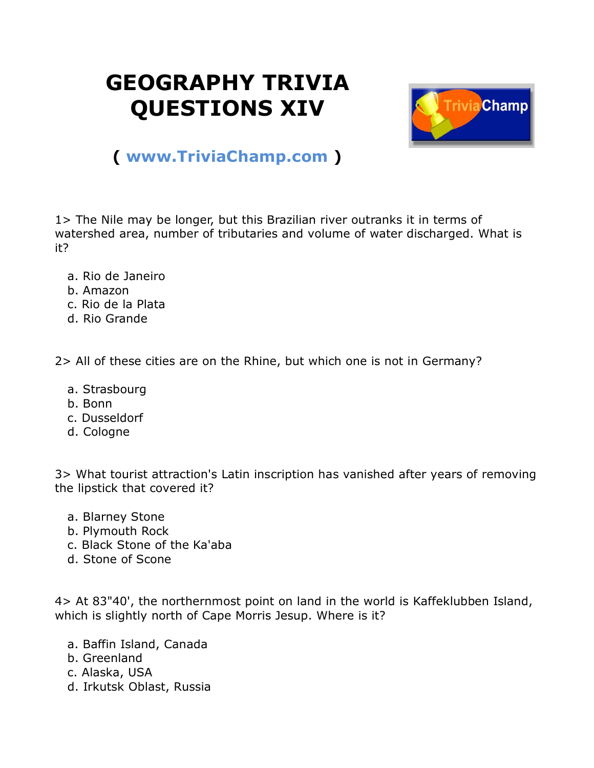# GEOGRAPHY TRIVIA QUESTIONS XIV

**( www.TriviaChamp.com )**

1> The Nile may be longer, but this Brazilian river outranks it in terms of watershed area, number of tributaries and volume of water discharged. What is it?

a. Rio de Janeiro
b. Amazon
c. Rio de la Plata
d. Rio Grande

2> All of these cities are on the Rhine, but which one is not in Germany?

a. Strasbourg
b. Bonn
c. Dusseldorf
d. Cologne

3> What tourist attraction's Latin inscription has vanished after years of removing the lipstick that covered it?

a. Blarney Stone
b. Plymouth Rock
c. Black Stone of the Ka'aba
d. Stone of Scone

4> At 83"40', the northernmost point on land in the world is Kaffeklubben Island, which is slightly north of Cape Morris Jesup. Where is it?

a. Baffin Island, Canada
b. Greenland
c. Alaska, USA
d. Irkutsk Oblast, Russia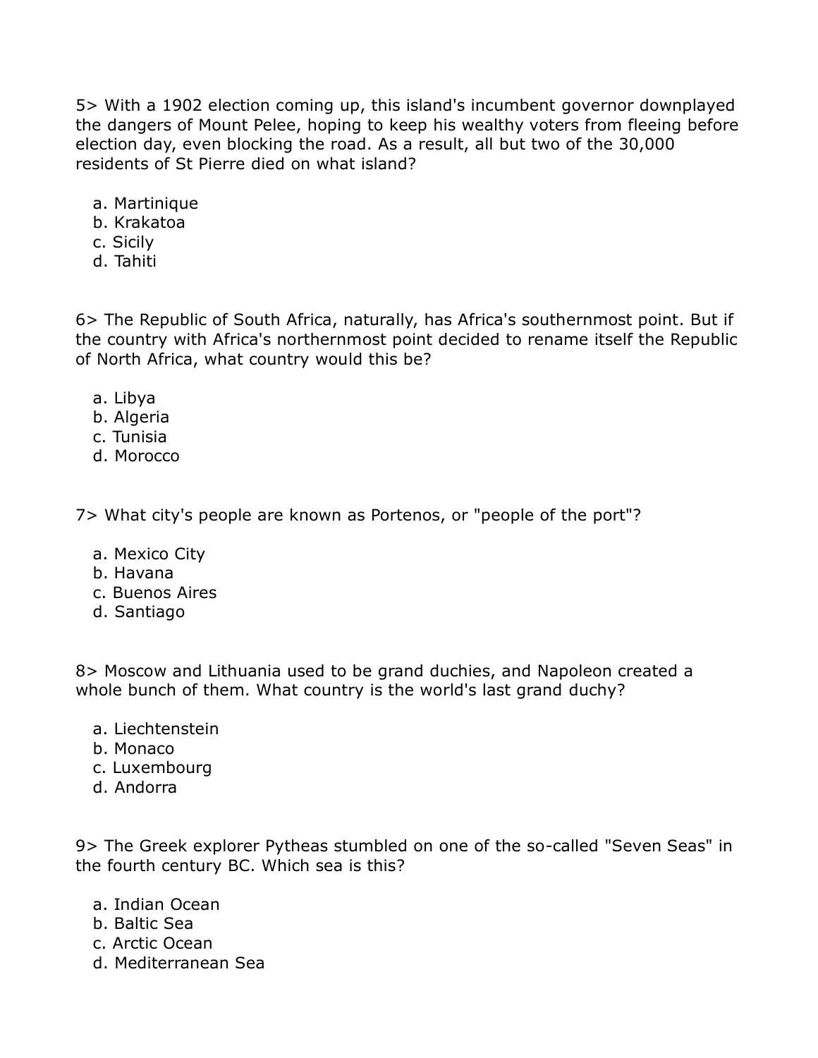5> With a 1902 election coming up, this island's incumbent governor downplayed the dangers of Mount Pelee, hoping to keep his wealthy voters from fleeing before election day, even blocking the road. As a result, all but two of the 30,000 residents of St Pierre died on what island?

a. Martinique
b. Krakatoa
c. Sicily
d. Tahiti

6> The Republic of South Africa, naturally, has Africa's southernmost point. But if the country with Africa's northernmost point decided to rename itself the Republic of North Africa, what country would this be?

a. Libya
b. Algeria
c. Tunisia
d. Morocco

7> What city's people are known as Portenos, or "people of the port"?

a. Mexico City
b. Havana
c. Buenos Aires
d. Santiago

8> Moscow and Lithuania used to be grand duchies, and Napoleon created a whole bunch of them. What country is the world's last grand duchy?

a. Liechtenstein
b. Monaco
c. Luxembourg
d. Andorra

9> The Greek explorer Pytheas stumbled on one of the so-called "Seven Seas" in the fourth century BC. Which sea is this?

a. Indian Ocean
b. Baltic Sea
c. Arctic Ocean
d. Mediterranean Sea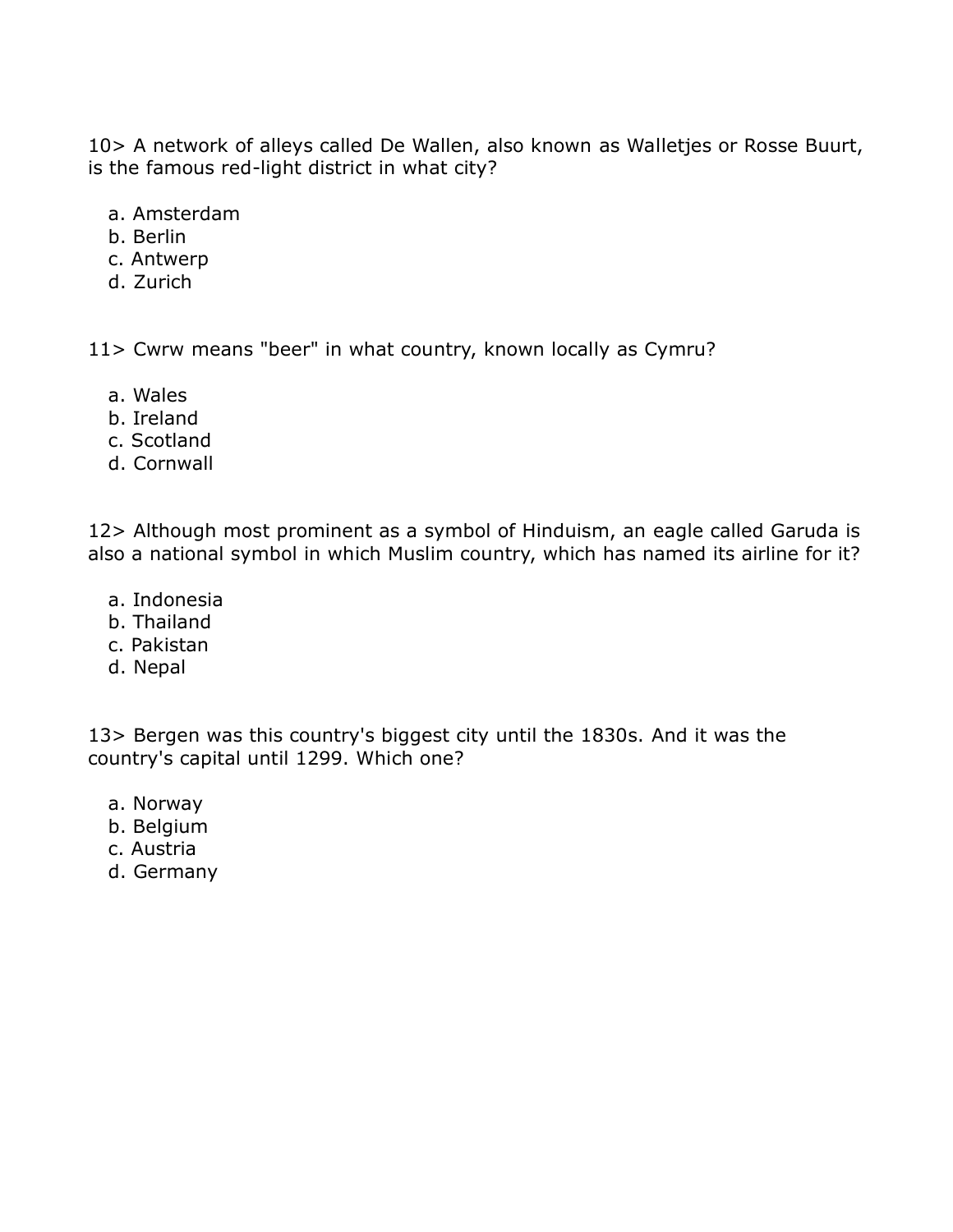10> A network of alleys called De Wallen, also known as Walletjes or Rosse Buurt, is the famous red-light district in what city?

a. Amsterdam
b. Berlin
c. Antwerp
d. Zurich

11> Cwrw means "beer" in what country, known locally as Cymru?

a. Wales
b. Ireland
c. Scotland
d. Cornwall

12> Although most prominent as a symbol of Hinduism, an eagle called Garuda is also a national symbol in which Muslim country, which has named its airline for it?

a. Indonesia
b. Thailand
c. Pakistan
d. Nepal

13> Bergen was this country's biggest city until the 1830s. And it was the country's capital until 1299. Which one?

a. Norway
b. Belgium
c. Austria
d. Germany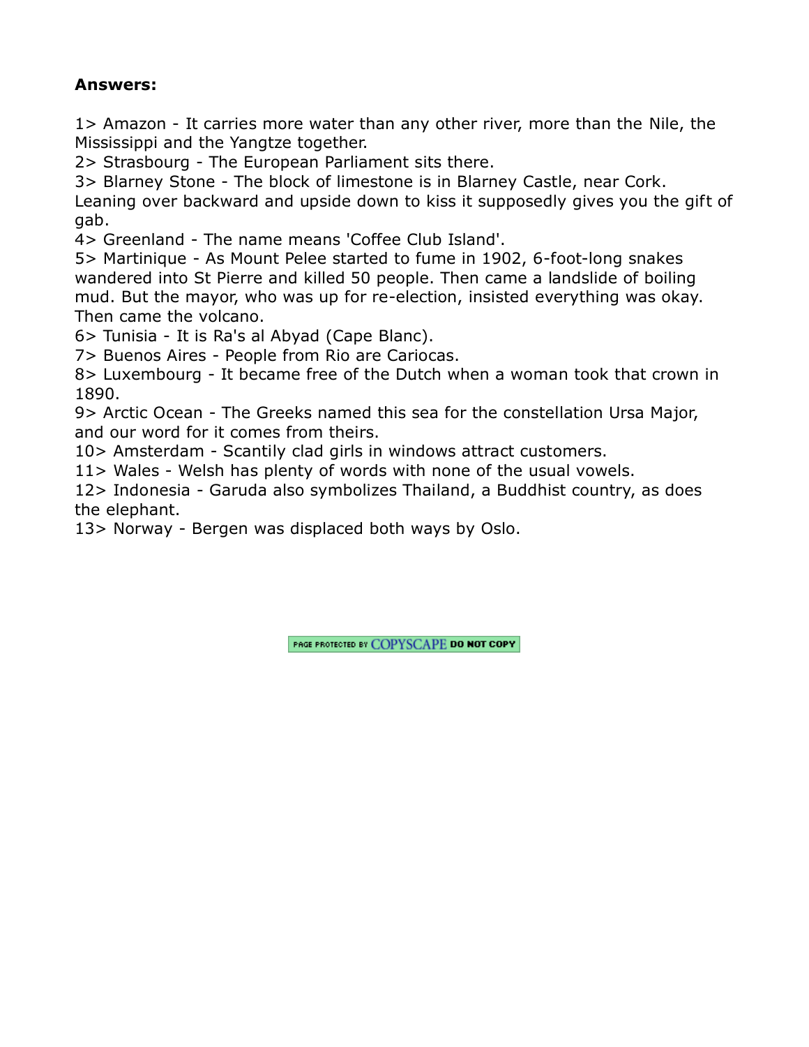**Answers:**

1> Amazon - It carries more water than any other river, more than the Nile, the Mississippi and the Yangtze together.
2> Strasbourg - The European Parliament sits there.
3> Blarney Stone - The block of limestone is in Blarney Castle, near Cork. Leaning over backward and upside down to kiss it supposedly gives you the gift of gab.
4> Greenland - The name means 'Coffee Club Island'.
5> Martinique - As Mount Pelee started to fume in 1902, 6-foot-long snakes wandered into St Pierre and killed 50 people. Then came a landslide of boiling mud. But the mayor, who was up for re-election, insisted everything was okay. Then came the volcano.
6> Tunisia - It is Ra's al Abyad (Cape Blanc).
7> Buenos Aires - People from Rio are Cariocas.
8> Luxembourg - It became free of the Dutch when a woman took that crown in 1890.
9> Arctic Ocean - The Greeks named this sea for the constellation Ursa Major, and our word for it comes from theirs.
10> Amsterdam - Scantily clad girls in windows attract customers.
11> Wales - Welsh has plenty of words with none of the usual vowels.
12> Indonesia - Garuda also symbolizes Thailand, a Buddhist country, as does the elephant.
13> Norway - Bergen was displaced both ways by Oslo.

PAGE PROTECTED BY COPYSCAPE DO NOT COPY